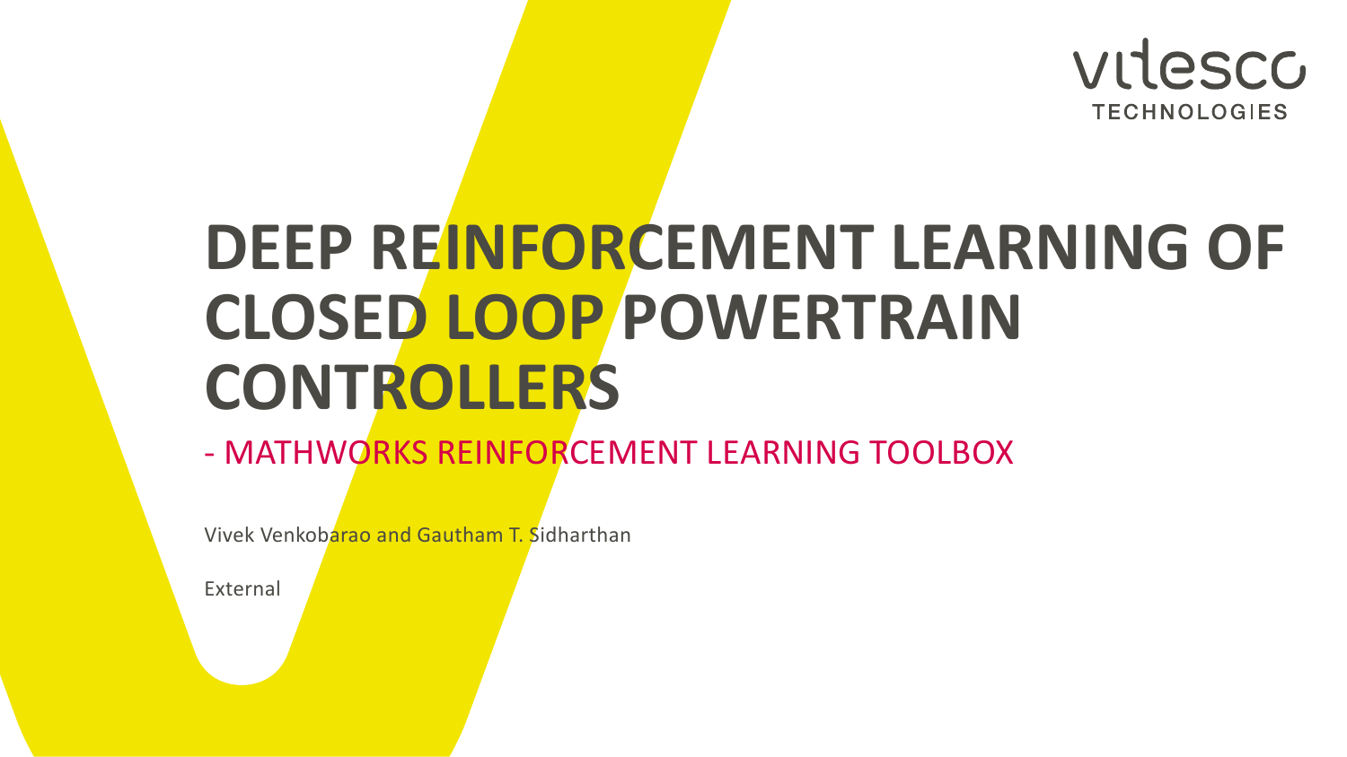vitesco TECHNOLOGIES

# DEEP REINFORCEMENT LEARNING OF CLOSED LOOP POWERTRAIN CONTROLLERS

## - MATHWORKS REINFORCEMENT LEARNING TOOLBOX

Vivek Venkobarao and Gautham T. Sidharthan

External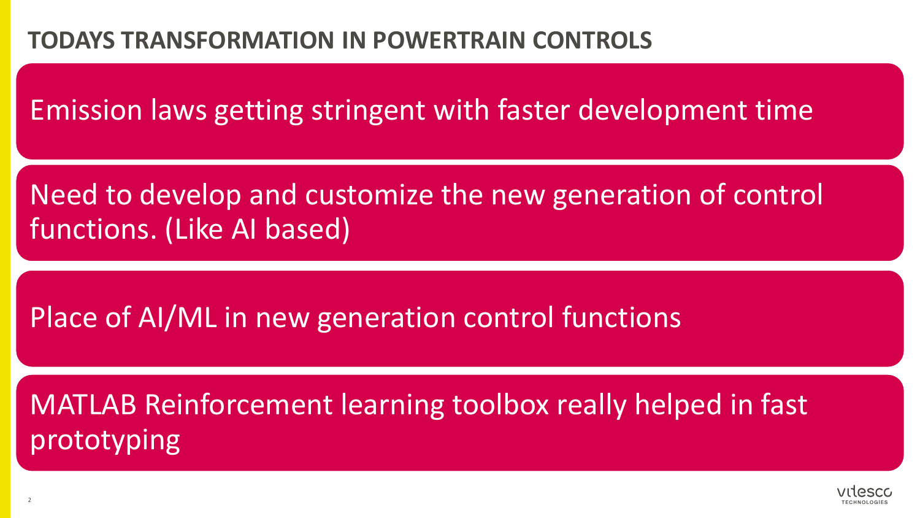# TODAYS TRANSFORMATION IN POWERTRAIN CONTROLS

- Emission laws getting stringent with faster development time
- Need to develop and customize the new generation of control functions. (Like AI based)
- Place of AI/ML in new generation control functions
- MATLAB Reinforcement learning toolbox really helped in fast prototyping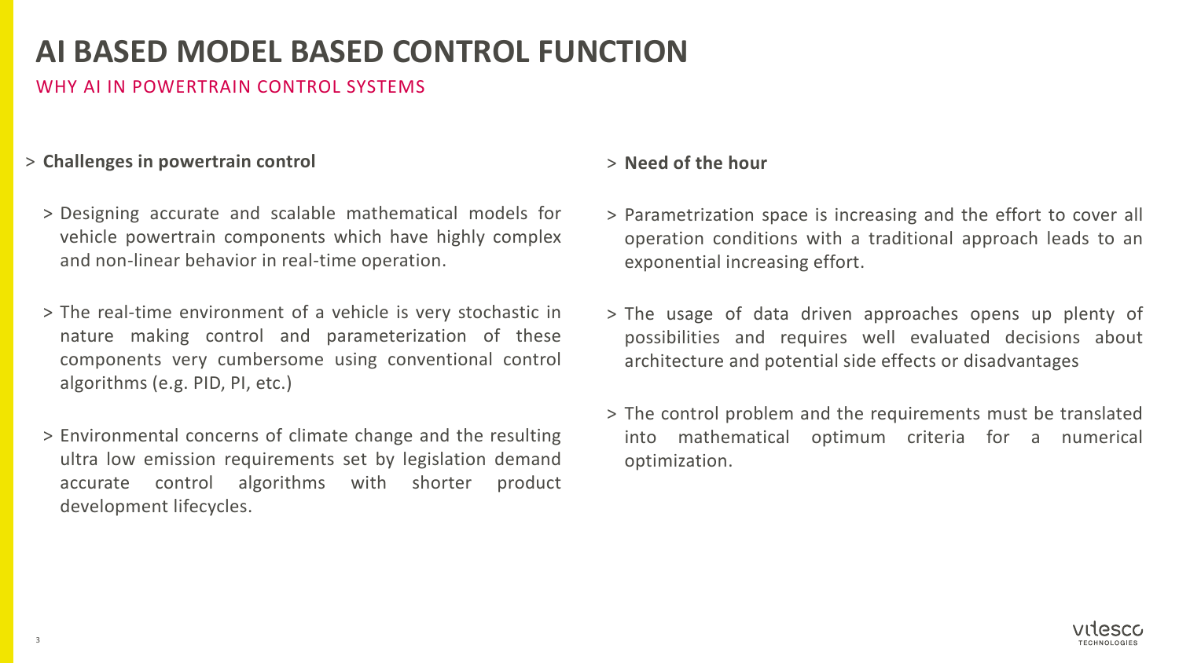# AI BASED MODEL BASED CONTROL FUNCTION

## WHY AI IN POWERTRAIN CONTROL SYSTEMS

> **Challenges in powertrain control**

> Designing accurate and scalable mathematical models for vehicle powertrain components which have highly complex and non-linear behavior in real-time operation.

> The real-time environment of a vehicle is very stochastic in nature making control and parameterization of these components very cumbersome using conventional control algorithms (e.g. PID, PI, etc.)

> Environmental concerns of climate change and the resulting ultra low emission requirements set by legislation demand accurate control algorithms with shorter product development lifecycles.

> **Need of the hour**

> Parametrization space is increasing and the effort to cover all operation conditions with a traditional approach leads to an exponential increasing effort.

> The usage of data driven approaches opens up plenty of possibilities and requires well evaluated decisions about architecture and potential side effects or disadvantages

> The control problem and the requirements must be translated into mathematical optimum criteria for a numerical optimization.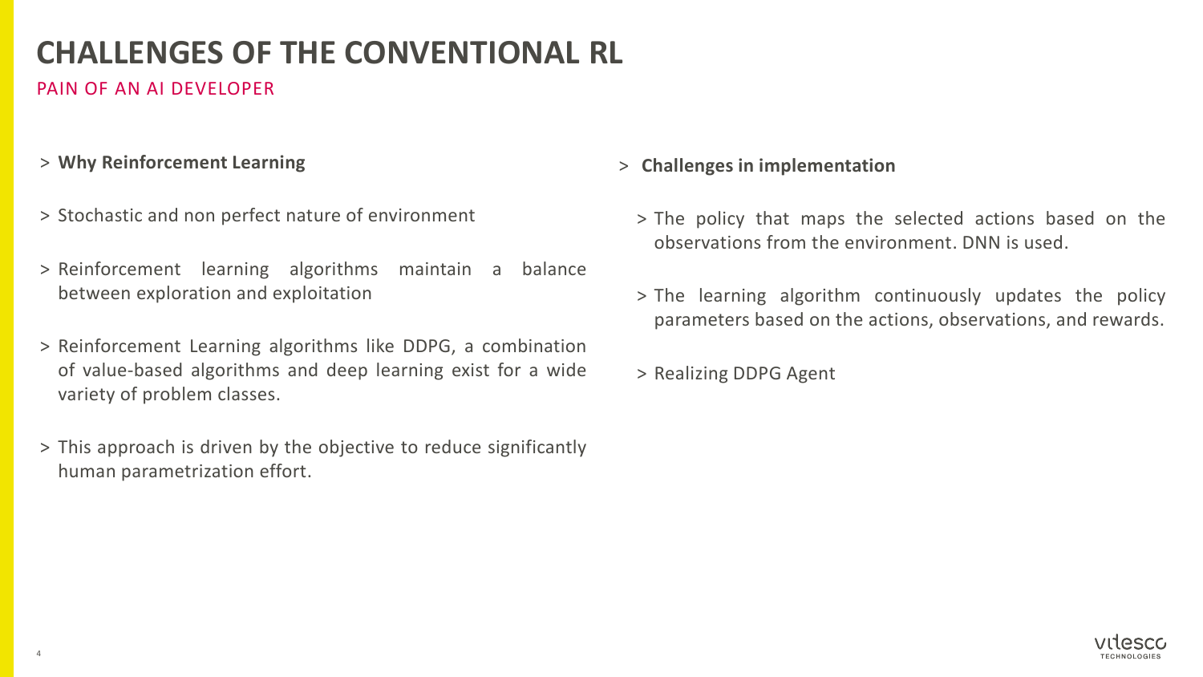# CHALLENGES OF THE CONVENTIONAL RL

## PAIN OF AN AI DEVELOPER

> **Why Reinforcement Learning**

> Stochastic and non perfect nature of environment

> Reinforcement learning algorithms maintain a balance between exploration and exploitation

> Reinforcement Learning algorithms like DDPG, a combination of value-based algorithms and deep learning exist for a wide variety of problem classes.

> This approach is driven by the objective to reduce significantly human parametrization effort.

> **Challenges in implementation**

> The policy that maps the selected actions based on the observations from the environment. DNN is used.

> The learning algorithm continuously updates the policy parameters based on the actions, observations, and rewards.

> Realizing DDPG Agent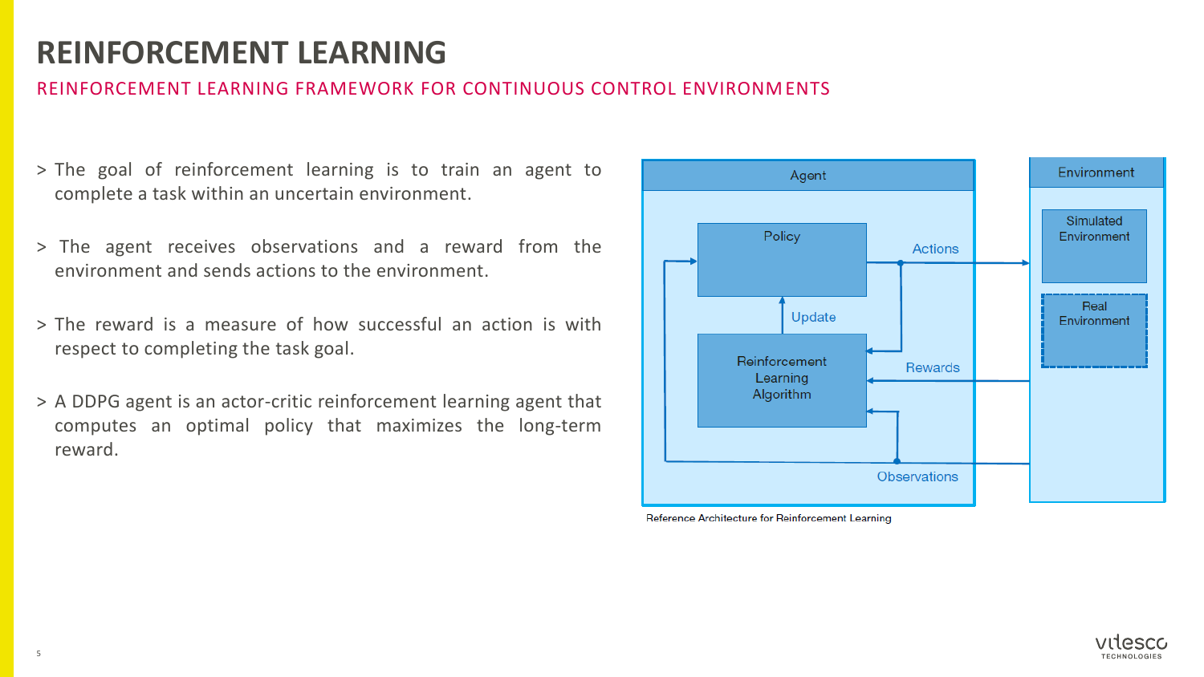# REINFORCEMENT LEARNING

## REINFORCEMENT LEARNING FRAMEWORK FOR CONTINUOUS CONTROL ENVIRONMENTS

> The goal of reinforcement learning is to train an agent to complete a task within an uncertain environment.

> The agent receives observations and a reward from the environment and sends actions to the environment.

> The reward is a measure of how successful an action is with respect to completing the task goal.

> A DDPG agent is an actor-critic reinforcement learning agent that computes an optimal policy that maximizes the long-term reward.

Agent

Policy

Actions

Update

Reinforcement Learning Algorithm

Rewards

Observations

Environment

Simulated Environment

Real Environment

Reference Architecture for Reinforcement Learning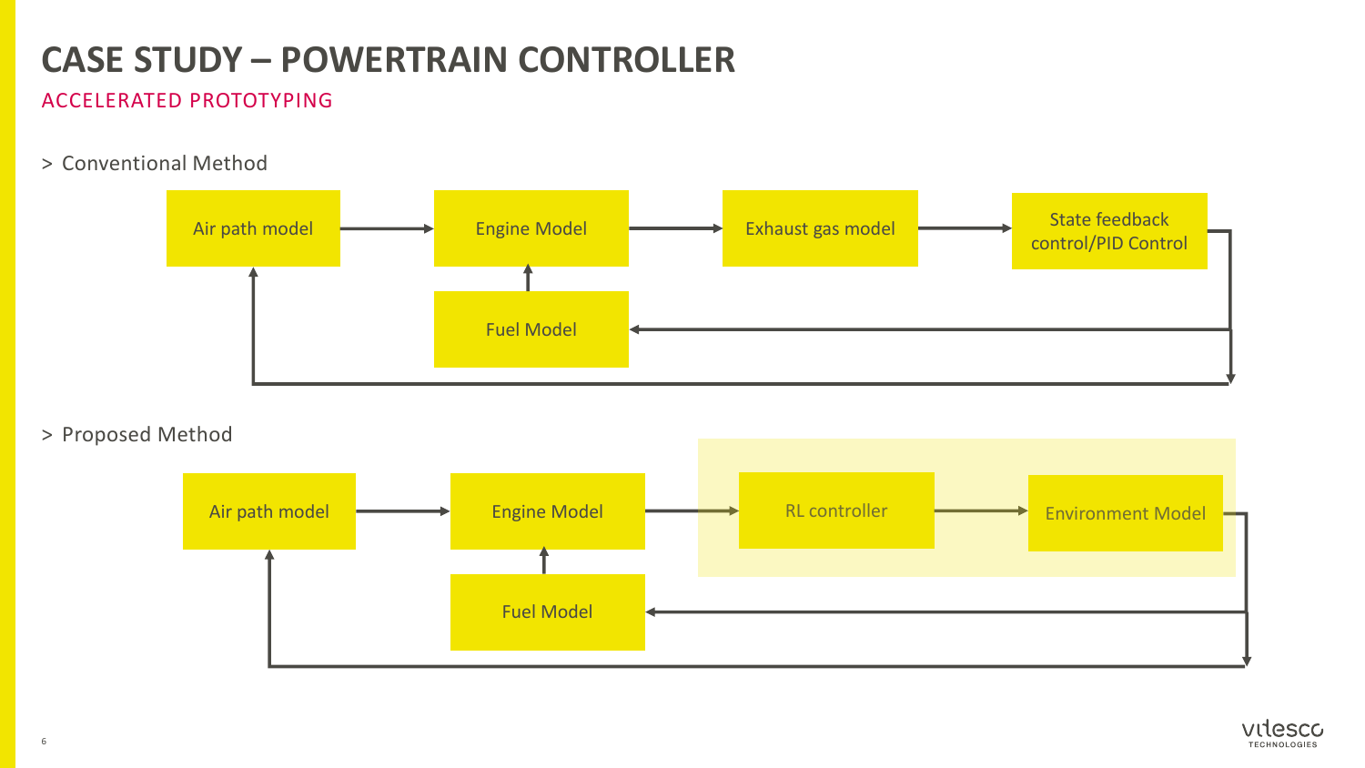# CASE STUDY – POWERTRAIN CONTROLLER

## ACCELERATED PROTOTYPING

> Conventional Method

Air path model → Engine Model → Exhaust gas model → State feedback control/PID Control

Fuel Model

> Proposed Method

Air path model → Engine Model → RL controller → Environment Model

Fuel Model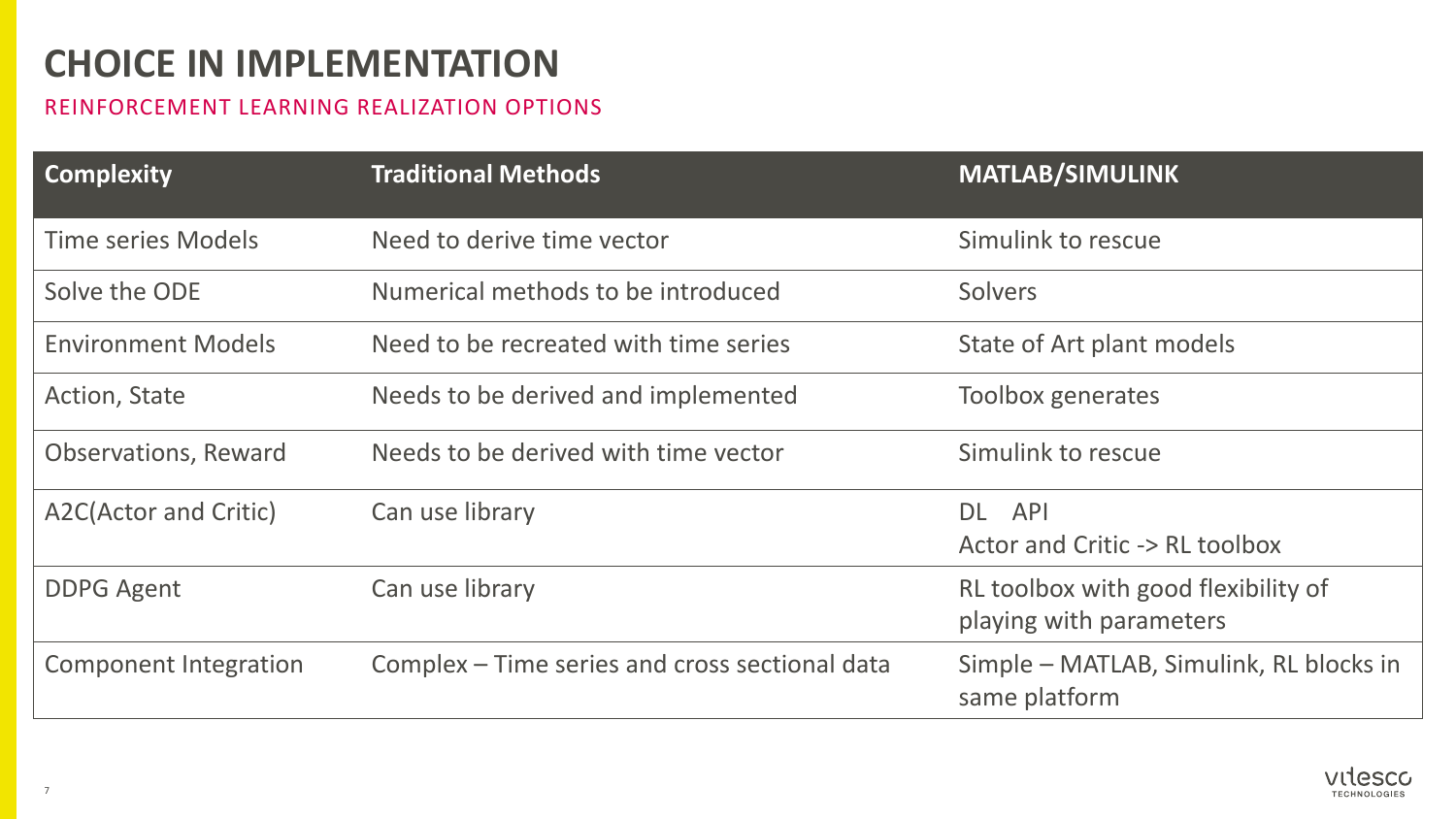# CHOICE IN IMPLEMENTATION

## REINFORCEMENT LEARNING REALIZATION OPTIONS

| Complexity | Traditional Methods | MATLAB/SIMULINK |
| --- | --- | --- |
| Time series Models | Need to derive time vector | Simulink to rescue |
| Solve the ODE | Numerical methods to be introduced | Solvers |
| Environment Models | Need to be recreated with time series | State of Art plant models |
| Action, State | Needs to be derived and implemented | Toolbox generates |
| Observations, Reward | Needs to be derived with time vector | Simulink to rescue |
| A2C(Actor and Critic) | Can use library | DL API<br>Actor and Critic -> RL toolbox |
| DDPG Agent | Can use library | RL toolbox with good flexibility of playing with parameters |
| Component Integration | Complex – Time series and cross sectional data | Simple – MATLAB, Simulink, RL blocks in same platform |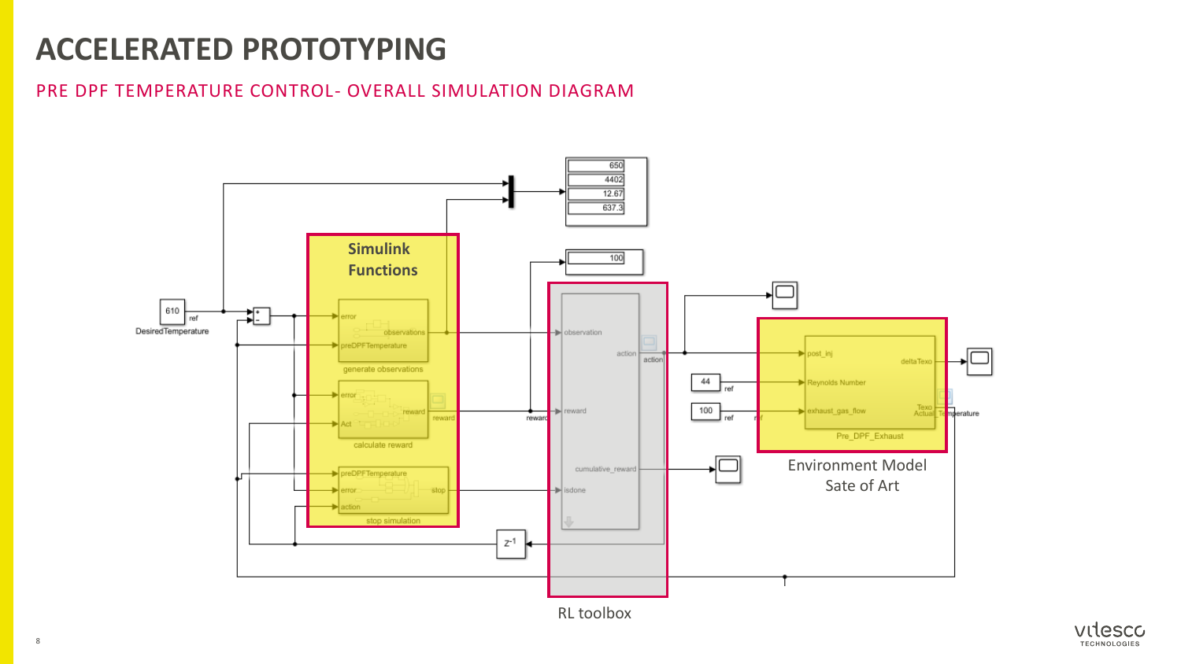# ACCELERATED PROTOTYPING

## PRE DPF TEMPERATURE CONTROL- OVERALL SIMULATION DIAGRAM

Simulink Functions

RL toolbox

Environment Model Sate of Art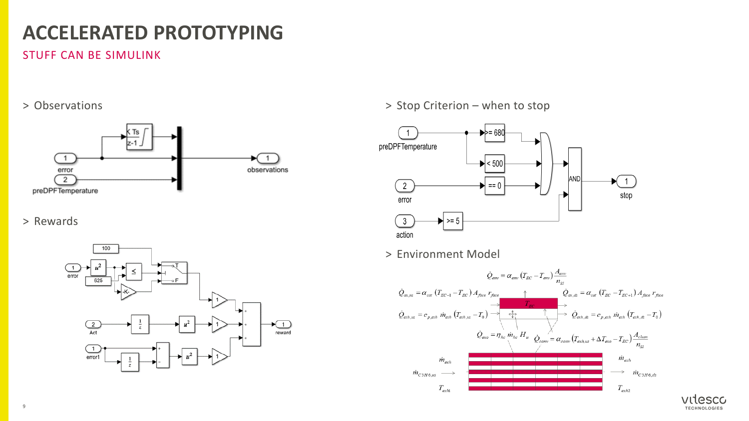# ACCELERATED PROTOTYPING

## STUFF CAN BE SIMULINK

> Observations

> Rewards

> Stop Criterion – when to stop

> Environment Model

$$\dot{Q}_{env} = \alpha_{env}\left(T_{EC} - T_{env}\right)\frac{A_{env}}{n_{SI}}$$

$$\dot{Q}_{ax,us} = \alpha_{cat}\left(T_{EC-1} - T_{EC}\right)A_{face}\,r_{face}$$

$$\dot{Q}_{ax,ds} = \alpha_{cat}\left(T_{EC} - T_{EC+1}\right)A_{face}\,r_{face}$$

$$\dot{Q}_{exh,us} = c_{p,exh}\,\dot{m}_{exh}\left(T_{exh,us} - T_0\right)$$

$$\dot{Q}_{exh,ds} = c_{p,exh}\,\dot{m}_{exh}\left(T_{exh,ds} - T_0\right)$$

$$\dot{Q}_{exo} = \eta_{hc}\,\dot{m}_{hc}\,H_u$$

$$\dot{Q}_{conv} = \alpha_{conv}\left(T_{exh,us} + \Delta T_{exo} - T_{EC}\right)\frac{A_{chan}}{n_{SI}}$$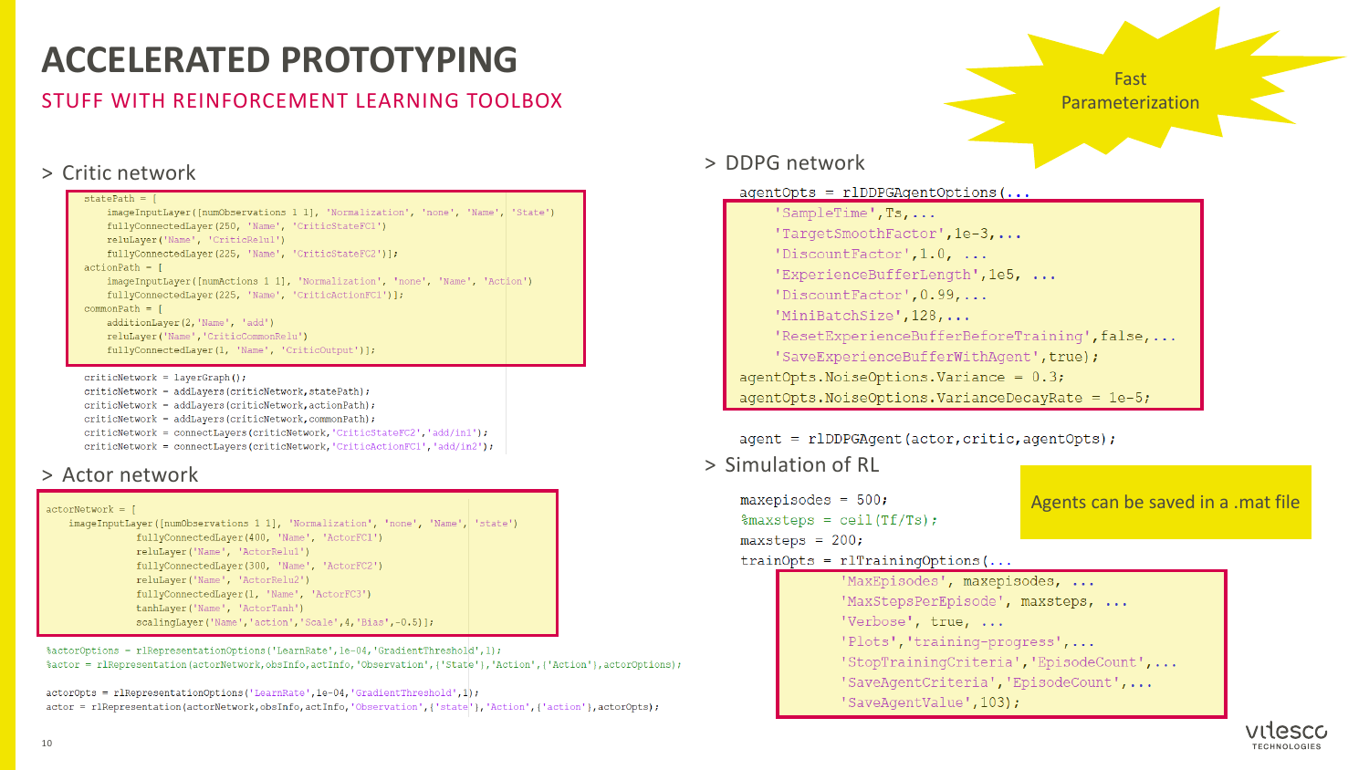# ACCELERATED PROTOTYPING

## STUFF WITH REINFORCEMENT LEARNING TOOLBOX

Fast Parameterization

> Critic network

```
statePath = [
    imageInputLayer([numObservations 1 1], 'Normalization', 'none', 'Name', 'State')
    fullyConnectedLayer(250, 'Name', 'CriticStateFC1')
    reluLayer('Name', 'CriticRelu1')
    fullyConnectedLayer(225, 'Name', 'CriticStateFC2')];
actionPath = [
    imageInputLayer([numActions 1 1], 'Normalization', 'none', 'Name', 'Action')
    fullyConnectedLayer(225, 'Name', 'CriticActionFC1')];
commonPath = [
    additionLayer(2,'Name', 'add')
    reluLayer('Name','CriticCommonRelu')
    fullyConnectedLayer(1, 'Name', 'CriticOutput')];

criticNetwork = layerGraph();
criticNetwork = addLayers(criticNetwork,statePath);
criticNetwork = addLayers(criticNetwork,actionPath);
criticNetwork = addLayers(criticNetwork,commonPath);
criticNetwork = connectLayers(criticNetwork,'CriticStateFC2','add/in1');
criticNetwork = connectLayers(criticNetwork,'CriticActionFC1','add/in2');
```

> Actor network

```
actorNetwork = [
    imageInputLayer([numObservations 1 1], 'Normalization', 'none', 'Name', 'state')
        fullyConnectedLayer(400, 'Name', 'ActorFC1')
        reluLayer('Name', 'ActorRelu1')
        fullyConnectedLayer(300, 'Name', 'ActorFC2')
        reluLayer('Name', 'ActorRelu2')
        fullyConnectedLayer(1, 'Name', 'ActorFC3')
        tanhLayer('Name', 'ActorTanh')
        scalingLayer('Name','action','Scale',4,'Bias',-0.5)];

%actorOptions = rlRepresentationOptions('LearnRate',1e-04,'GradientThreshold',1);
%actor = rlRepresentation(actorNetwork,obsInfo,actInfo,'Observation',{'State'},'Action',{'Action'},actorOptions);

actorOpts = rlRepresentationOptions('LearnRate',1e-04,'GradientThreshold',1);
actor = rlRepresentation(actorNetwork,obsInfo,actInfo,'Observation',{'state'},'Action',{'action'},actorOpts);
```

> DDPG network

```
agentOpts = rlDDPGAgentOptions(...
    'SampleTime',Ts,...
    'TargetSmoothFactor',1e-3,...
    'DiscountFactor',1.0, ...
    'ExperienceBufferLength',1e5, ...
    'DiscountFactor',0.99,...
    'MiniBatchSize',128,...
    'ResetExperienceBufferBeforeTraining',false,...
    'SaveExperienceBufferWithAgent',true);
agentOpts.NoiseOptions.Variance = 0.3;
agentOpts.NoiseOptions.VarianceDecayRate = 1e-5;

agent = rlDDPGAgent(actor,critic,agentOpts);
```

> Simulation of RL

Agents can be saved in a .mat file

```
maxepisodes = 500;
%maxsteps = ceil(Tf/Ts);
maxsteps = 200;
trainOpts = rlTrainingOptions(...
        'MaxEpisodes', maxepisodes, ...
        'MaxStepsPerEpisode', maxsteps, ...
        'Verbose', true, ...
        'Plots','training-progress',...
        'StopTrainingCriteria','EpisodeCount',...
        'SaveAgentCriteria','EpisodeCount',...
        'SaveAgentValue',103);
```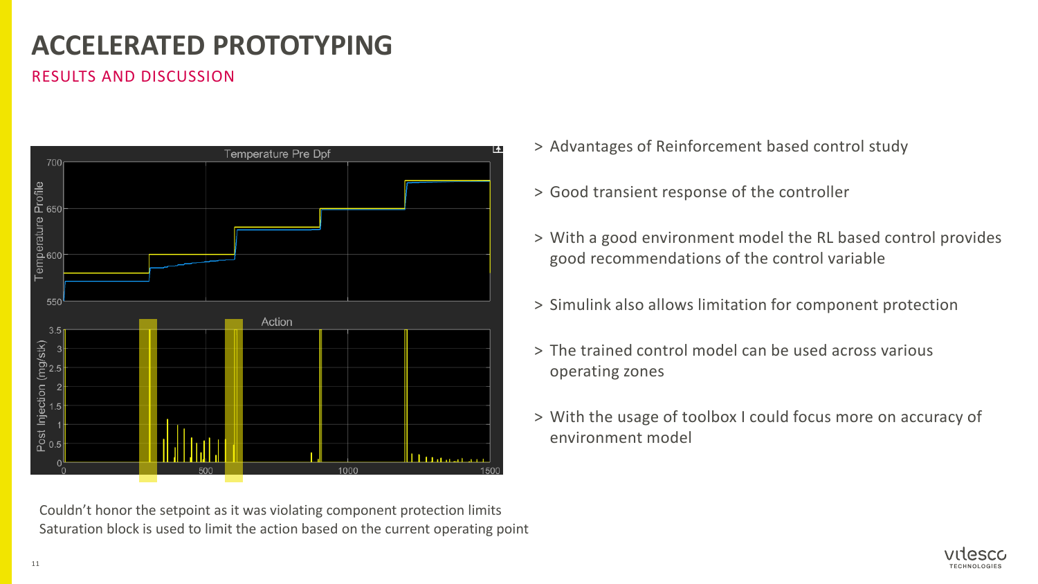# ACCELERATED PROTOTYPING

## RESULTS AND DISCUSSION

Couldn't honor the setpoint as it was violating component protection limits
Saturation block is used to limit the action based on the current operating point

- Advantages of Reinforcement based control study
- Good transient response of the controller
- With a good environment model the RL based control provides good recommendations of the control variable
- Simulink also allows limitation for component protection
- The trained control model can be used across various operating zones
- With the usage of toolbox I could focus more on accuracy of environment model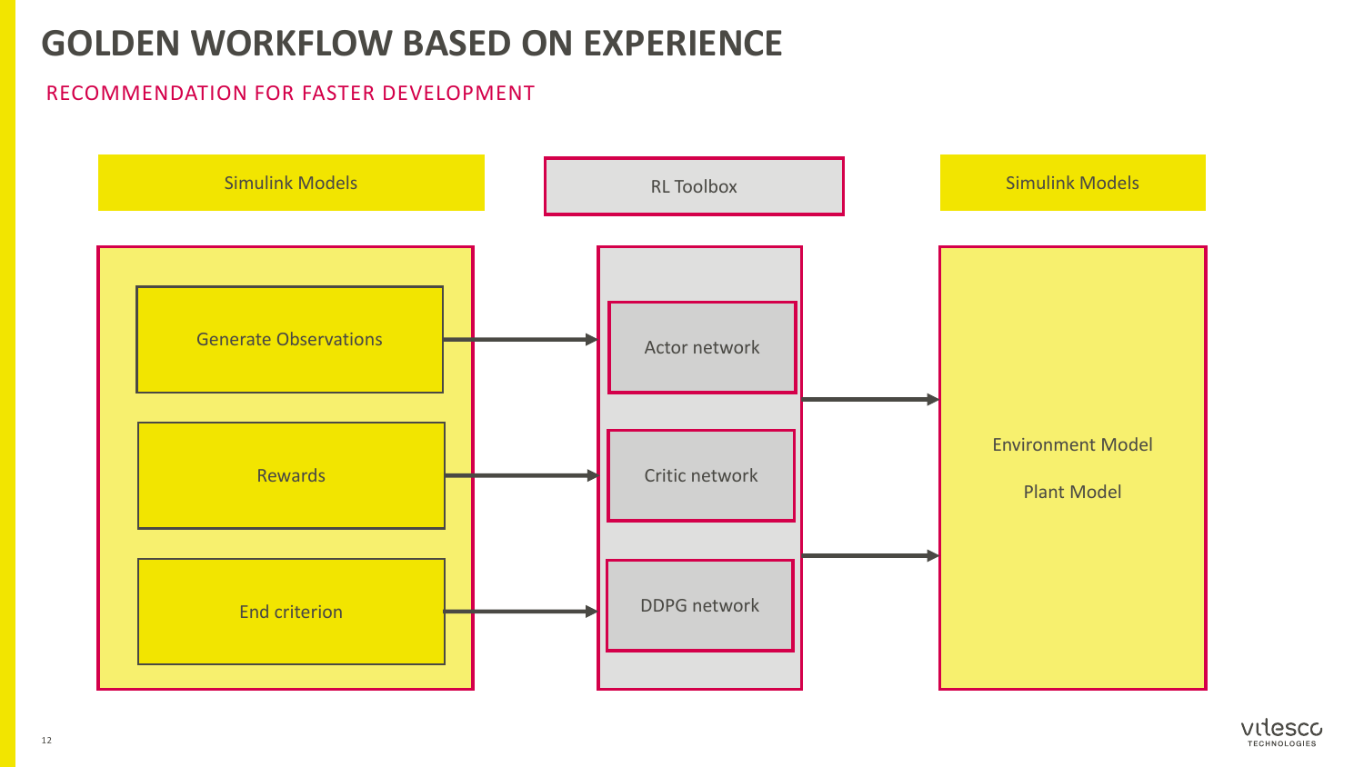# GOLDEN WORKFLOW BASED ON EXPERIENCE

## RECOMMENDATION FOR FASTER DEVELOPMENT

Simulink Models

- Generate Observations
- Rewards
- End criterion

RL Toolbox

- Actor network
- Critic network
- DDPG network

Simulink Models

- Environment Model
- Plant Model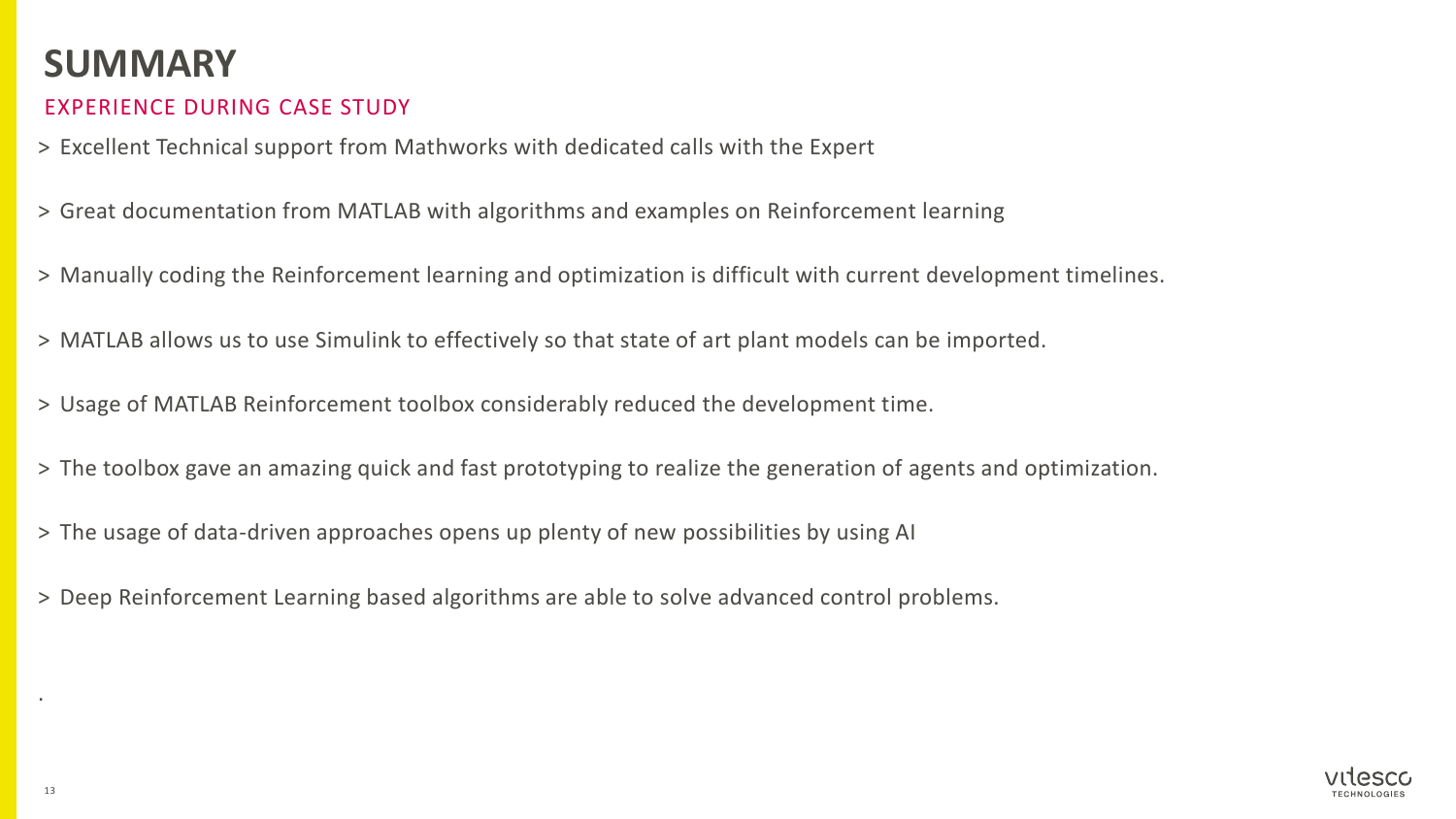# SUMMARY

## EXPERIENCE DURING CASE STUDY

> Excellent Technical support from Mathworks with dedicated calls with the Expert

> Great documentation from MATLAB with algorithms and examples on Reinforcement learning

> Manually coding the Reinforcement learning and optimization is difficult with current development timelines.

> MATLAB allows us to use Simulink to effectively so that state of art plant models can be imported.

> Usage of MATLAB Reinforcement toolbox considerably reduced the development time.

> The toolbox gave an amazing quick and fast prototyping to realize the generation of agents and optimization.

> The usage of data-driven approaches opens up plenty of new possibilities by using AI

> Deep Reinforcement Learning based algorithms are able to solve advanced control problems.

.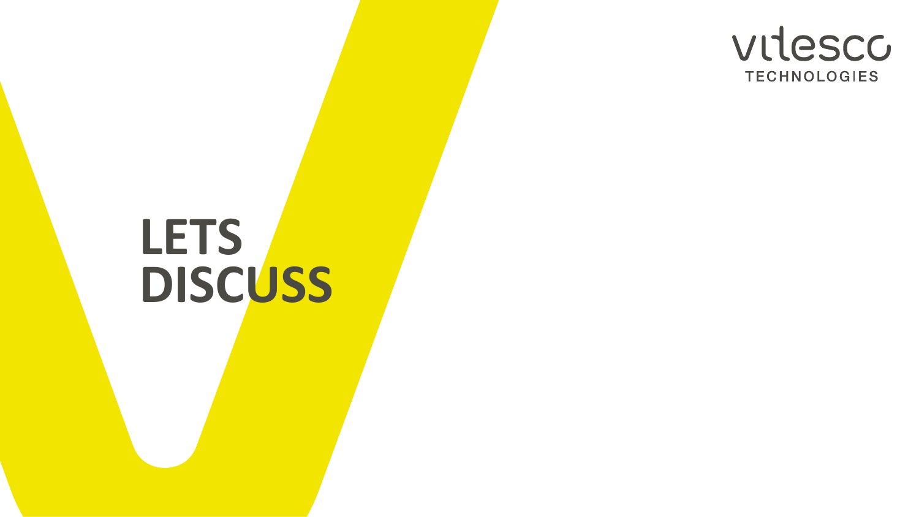vitesco
TECHNOLOGIES

# LETS DISCUSS